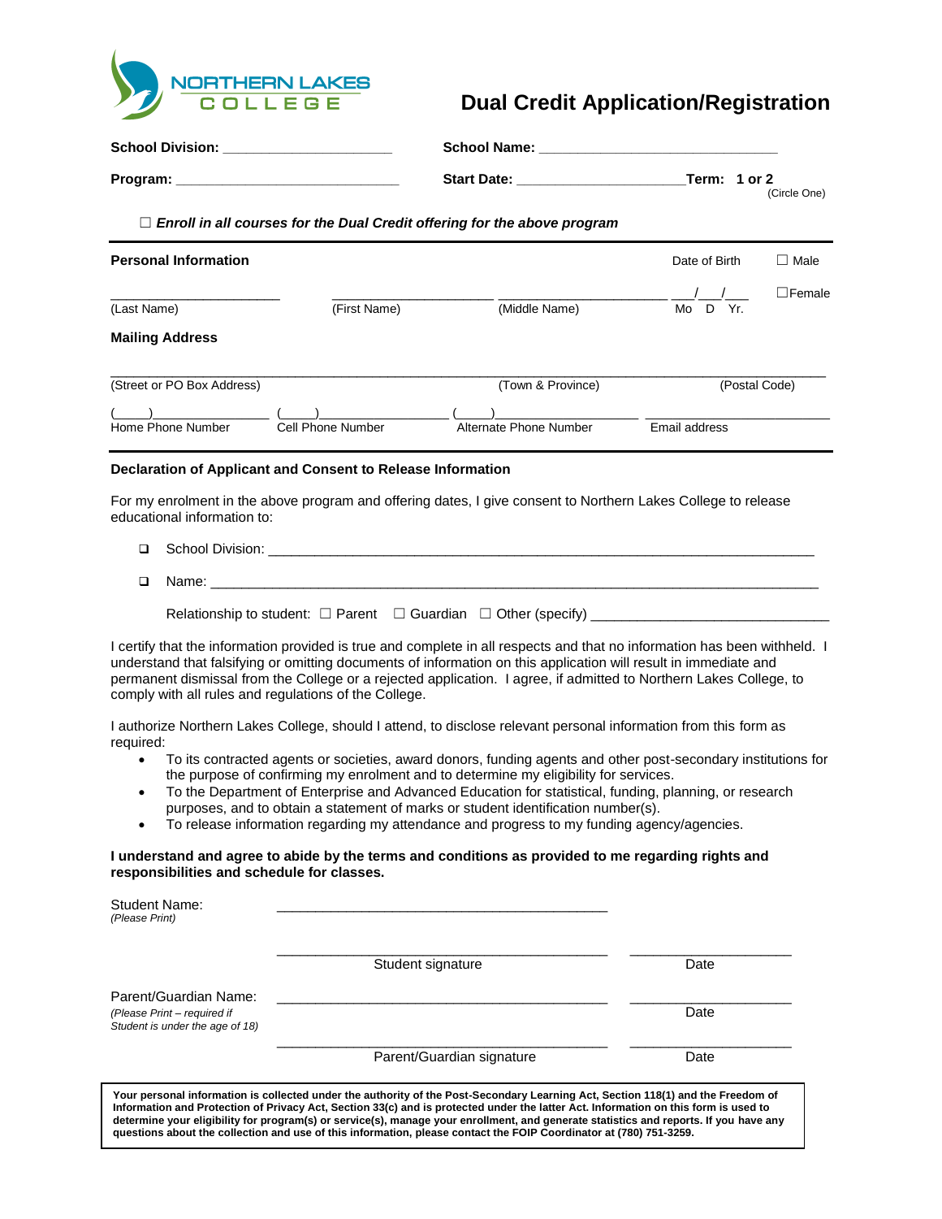NORTHERN LAKES COLLEGE

# Dual Credit Application/Registration

**School Division:** ____________________ **School Name:** ____________________________

**Program:** ____________________________ **Start Date:** ____________________ **Term: 1 or 2** (Circle One)

☐ ***Enroll in all courses for the Dual Credit offering for the above program***

---

**Personal Information**

Date of Birth ☐ Male ☐Female

____________________ ____________________ ____________________ ___/___/___

(Last Name) (First Name) (Middle Name) Mo D Yr.

**Mailing Address**

______________________________________________________________________________

(Street or PO Box Address) (Town & Province) (Postal Code)

(____)______________ (____)______________ (____)______________ ______________________

Home Phone Number Cell Phone Number Alternate Phone Number Email address

---

**Declaration of Applicant and Consent to Release Information**

For my enrolment in the above program and offering dates, I give consent to Northern Lakes College to release educational information to:

- ☐ School Division: ____________________________________________________________
- ☐ Name: _____________________________________________________________________

Relationship to student: ☐ Parent ☐ Guardian ☐ Other (specify) __________________________

I certify that the information provided is true and complete in all respects and that no information has been withheld. I understand that falsifying or omitting documents of information on this application will result in immediate and permanent dismissal from the College or a rejected application. I agree, if admitted to Northern Lakes College, to comply with all rules and regulations of the College.

I authorize Northern Lakes College, should I attend, to disclose relevant personal information from this form as required:

- To its contracted agents or societies, award donors, funding agents and other post-secondary institutions for the purpose of confirming my enrolment and to determine my eligibility for services.
- To the Department of Enterprise and Advanced Education for statistical, funding, planning, or research purposes, and to obtain a statement of marks or student identification number(s).
- To release information regarding my attendance and progress to my funding agency/agencies.

**I understand and agree to abide by the terms and conditions as provided to me regarding rights and responsibilities and schedule for classes.**

Student Name: ________________________________________
*(Please Print)*

________________________________________ ____________________
Student signature Date

Parent/Guardian Name: ________________________________________ ____________________
*(Please Print – required if Student is under the age of 18)* Date

________________________________________ ____________________
Parent/Guardian signature Date

**Your personal information is collected under the authority of the Post-Secondary Learning Act, Section 118(1) and the Freedom of Information and Protection of Privacy Act, Section 33(c) and is protected under the latter Act. Information on this form is used to determine your eligibility for program(s) or service(s), manage your enrollment, and generate statistics and reports. If you have any questions about the collection and use of this information, please contact the FOIP Coordinator at (780) 751-3259.**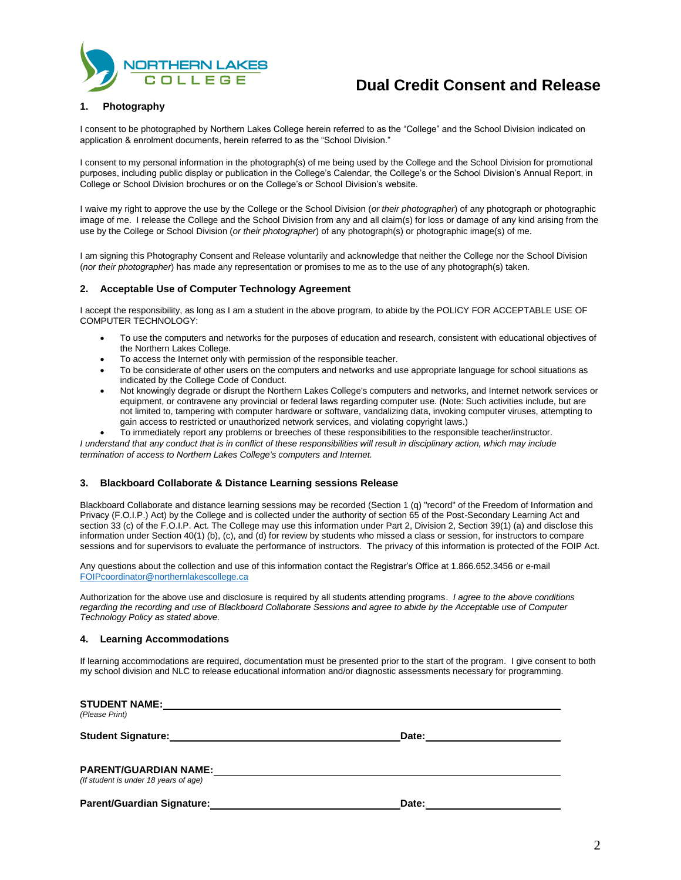# Dual Credit Consent and Release

## 1. Photography

I consent to be photographed by Northern Lakes College herein referred to as the "College" and the School Division indicated on application & enrolment documents, herein referred to as the "School Division."

I consent to my personal information in the photograph(s) of me being used by the College and the School Division for promotional purposes, including public display or publication in the College's Calendar, the College's or the School Division's Annual Report, in College or School Division brochures or on the College's or School Division's website.

I waive my right to approve the use by the College or the School Division (*or their photographer*) of any photograph or photographic image of me. I release the College and the School Division from any and all claim(s) for loss or damage of any kind arising from the use by the College or School Division (*or their photographer*) of any photograph(s) or photographic image(s) of me.

I am signing this Photography Consent and Release voluntarily and acknowledge that neither the College nor the School Division (*nor their photographer*) has made any representation or promises to me as to the use of any photograph(s) taken.

## 2. Acceptable Use of Computer Technology Agreement

I accept the responsibility, as long as I am a student in the above program, to abide by the POLICY FOR ACCEPTABLE USE OF COMPUTER TECHNOLOGY:

- To use the computers and networks for the purposes of education and research, consistent with educational objectives of the Northern Lakes College.
- To access the Internet only with permission of the responsible teacher.
- To be considerate of other users on the computers and networks and use appropriate language for school situations as indicated by the College Code of Conduct.
- Not knowingly degrade or disrupt the Northern Lakes College's computers and networks, and Internet network services or equipment, or contravene any provincial or federal laws regarding computer use. (Note: Such activities include, but are not limited to, tampering with computer hardware or software, vandalizing data, invoking computer viruses, attempting to gain access to restricted or unauthorized network services, and violating copyright laws.)
- To immediately report any problems or breeches of these responsibilities to the responsible teacher/instructor.

*I understand that any conduct that is in conflict of these responsibilities will result in disciplinary action, which may include termination of access to Northern Lakes College's computers and Internet.*

## 3. Blackboard Collaborate & Distance Learning sessions Release

Blackboard Collaborate and distance learning sessions may be recorded (Section 1 (q) "record" of the Freedom of Information and Privacy (F.O.I.P.) Act) by the College and is collected under the authority of section 65 of the Post-Secondary Learning Act and section 33 (c) of the F.O.I.P. Act. The College may use this information under Part 2, Division 2, Section 39(1) (a) and disclose this information under Section 40(1) (b), (c), and (d) for review by students who missed a class or session, for instructors to compare sessions and for supervisors to evaluate the performance of instructors. The privacy of this information is protected of the FOIP Act.

Any questions about the collection and use of this information contact the Registrar's Office at 1.866.652.3456 or e-mail FOIPcoordinator@northernlakescollege.ca

Authorization for the above use and disclosure is required by all students attending programs. *I agree to the above conditions regarding the recording and use of Blackboard Collaborate Sessions and agree to abide by the Acceptable use of Computer Technology Policy as stated above.*

## 4. Learning Accommodations

If learning accommodations are required, documentation must be presented prior to the start of the program. I give consent to both my school division and NLC to release educational information and/or diagnostic assessments necessary for programming.

**STUDENT NAME:** ______________________________________________
*(Please Print)*

**Student Signature:** ______________________________ **Date:** ________________

**PARENT/GUARDIAN NAME:** ______________________________________
*(If student is under 18 years of age)*

**Parent/Guardian Signature:** __________________________ **Date:** ________________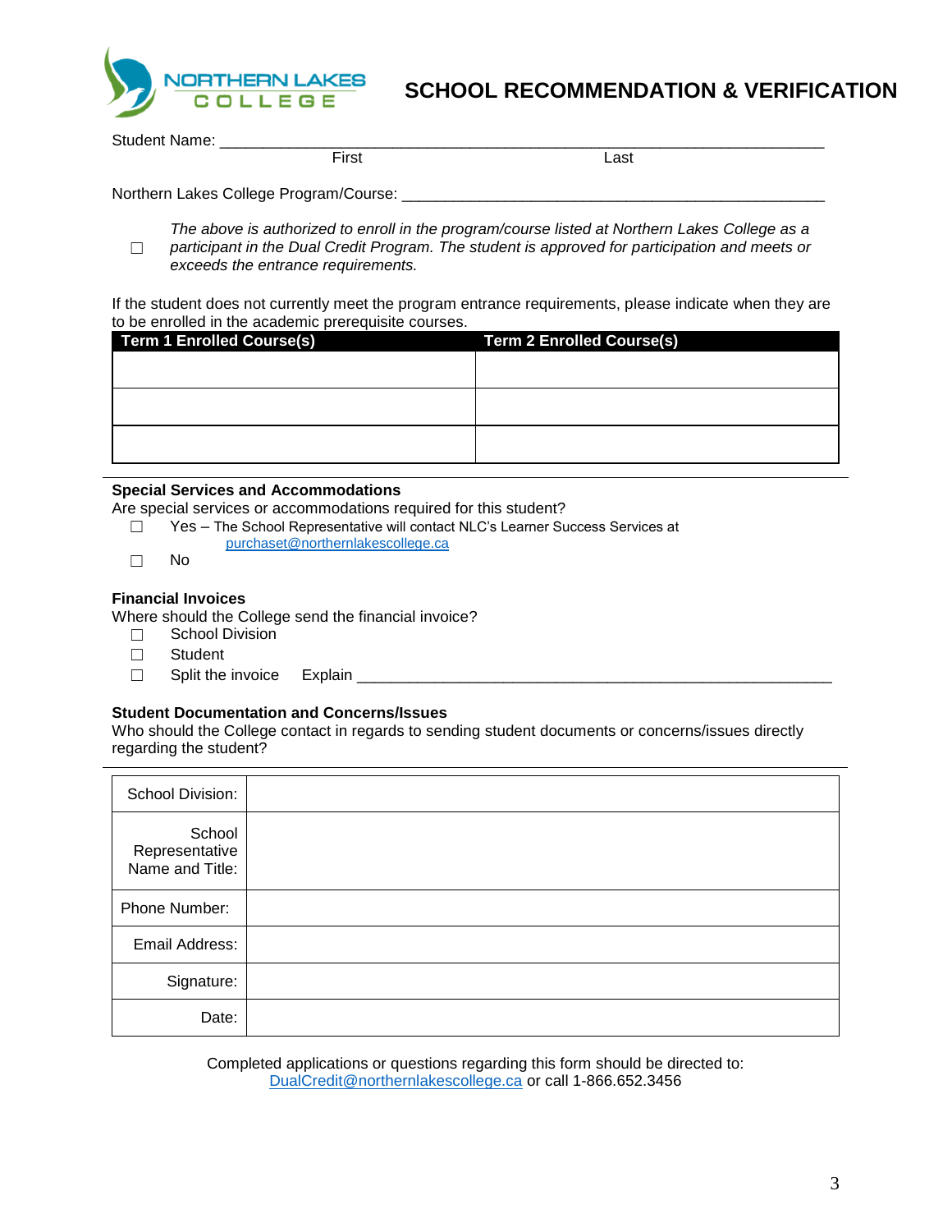NORTHERN LAKES COLLEGE

# SCHOOL RECOMMENDATION & VERIFICATION

Student Name: ___________________________________________________________________
First Last

Northern Lakes College Program/Course: ___________________________________________

☐ *The above is authorized to enroll in the program/course listed at Northern Lakes College as a participant in the Dual Credit Program. The student is approved for participation and meets or exceeds the entrance requirements.*

If the student does not currently meet the program entrance requirements, please indicate when they are to be enrolled in the academic prerequisite courses.

| Term 1 Enrolled Course(s) | Term 2 Enrolled Course(s) |
|---|---|
| | |
| | |
| | |

**Special Services and Accommodations**

Are special services or accommodations required for this student?

☐ Yes – The School Representative will contact NLC's Learner Success Services at purchaset@northernlakescollege.ca

☐ No

**Financial Invoices**

Where should the College send the financial invoice?

☐ School Division

☐ Student

☐ Split the invoice Explain ___________________________________________________

**Student Documentation and Concerns/Issues**

Who should the College contact in regards to sending student documents or concerns/issues directly regarding the student?

| | |
|---|---|
| School Division: | |
| School Representative Name and Title: | |
| Phone Number: | |
| Email Address: | |
| Signature: | |
| Date: | |

Completed applications or questions regarding this form should be directed to: DualCredit@northernlakescollege.ca or call 1-866.652.3456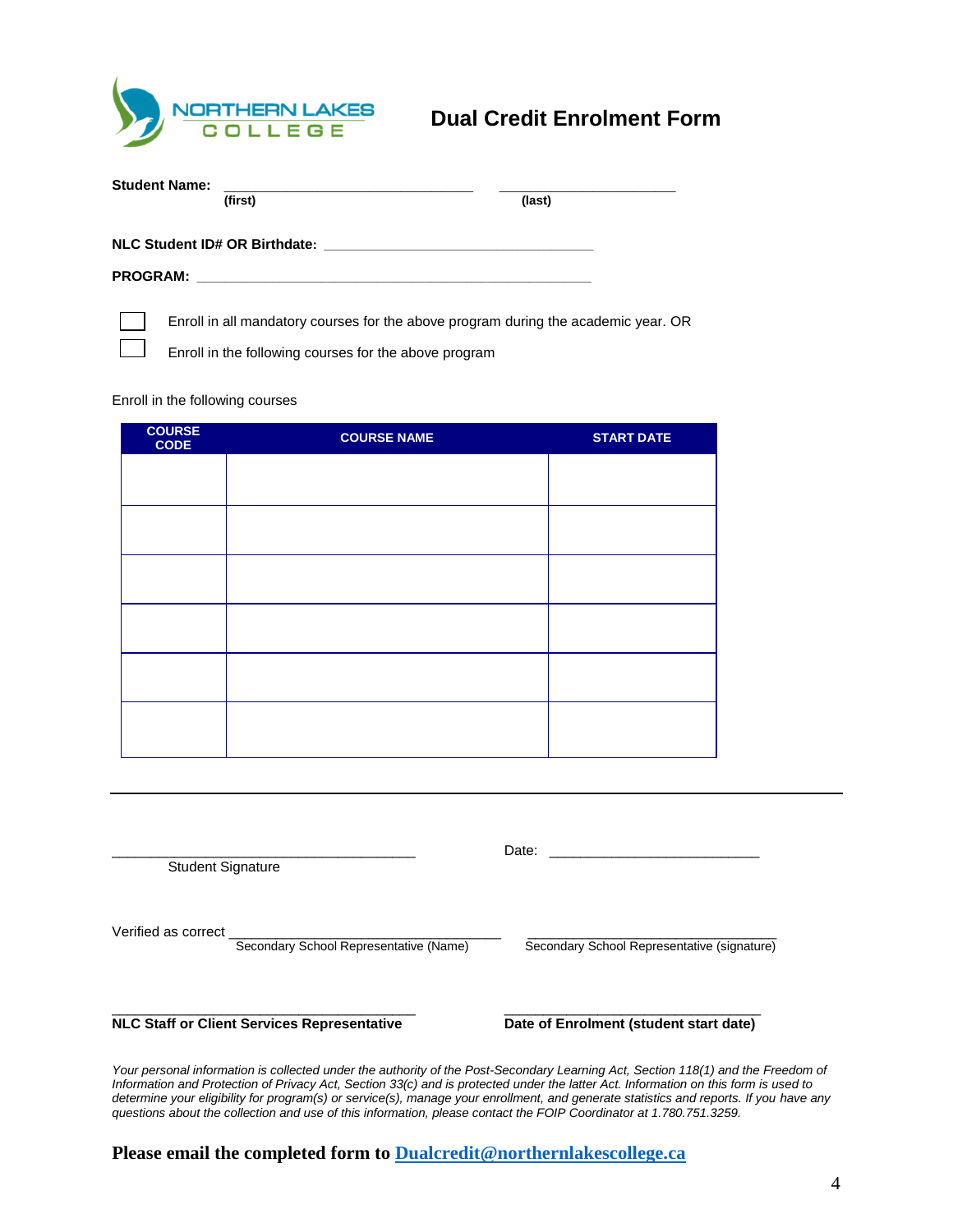NORTHERN LAKES COLLEGE

# Dual Credit Enrolment Form

**Student Name:** ______________________________ ______________________
**(first)** **(last)**

**NLC Student ID# OR Birthdate:** ________________________________

**PROGRAM:** ______________________________________________

☐ Enroll in all mandatory courses for the above program during the academic year. OR

☐ Enroll in the following courses for the above program

Enroll in the following courses

| COURSE CODE | COURSE NAME | START DATE |
|---|---|---|
| | | |
| | | |
| | | |
| | | |
| | | |
| | | |

---

______________________________________ Date: ___________________________
Student Signature

Verified as correct ___________________________________ ________________________________
Secondary School Representative (Name) Secondary School Representative (signature)

______________________________________ ________________________________
**NLC Staff or Client Services Representative** **Date of Enrolment (student start date)**

*Your personal information is collected under the authority of the Post-Secondary Learning Act, Section 118(1) and the Freedom of Information and Protection of Privacy Act, Section 33(c) and is protected under the latter Act. Information on this form is used to determine your eligibility for program(s) or service(s), manage your enrollment, and generate statistics and reports. If you have any questions about the collection and use of this information, please contact the FOIP Coordinator at 1.780.751.3259.*

**Please email the completed form to Dualcredit@northernlakescollege.ca**